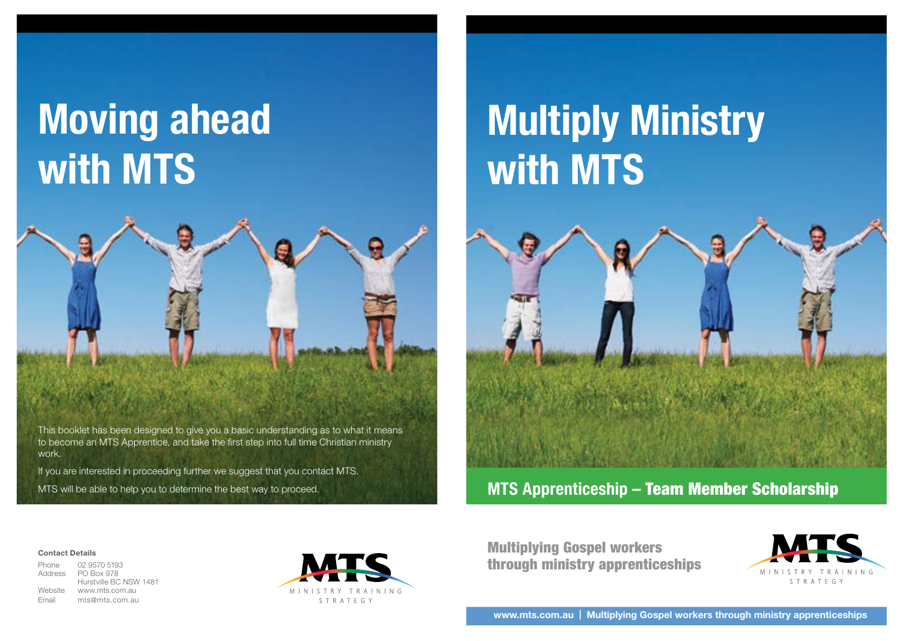# Moving ahead with MTS

This booklet has been designed to give you a basic understanding as to what it means to become an MTS Apprentice, and take the first step into full time Christian ministry work.

If you are interested in proceeding further we suggest that you contact MTS.

MTS will be able to help you to determine the best way to proceed.

**Contact Details**

Phone 02 9570 5193
Address PO Box 978
Hurstville BC NSW 1481
Website www.mts.com.au
Email mts@mts.com.au

MTS
MINISTRY TRAINING STRATEGY

# Multiply Ministry with MTS

## MTS Apprenticeship – Team Member Scholarship

**Multiplying Gospel workers through ministry apprenticeships**

MTS
MINISTRY TRAINING STRATEGY

**www.mts.com.au | Multiplying Gospel workers through ministry apprenticeships**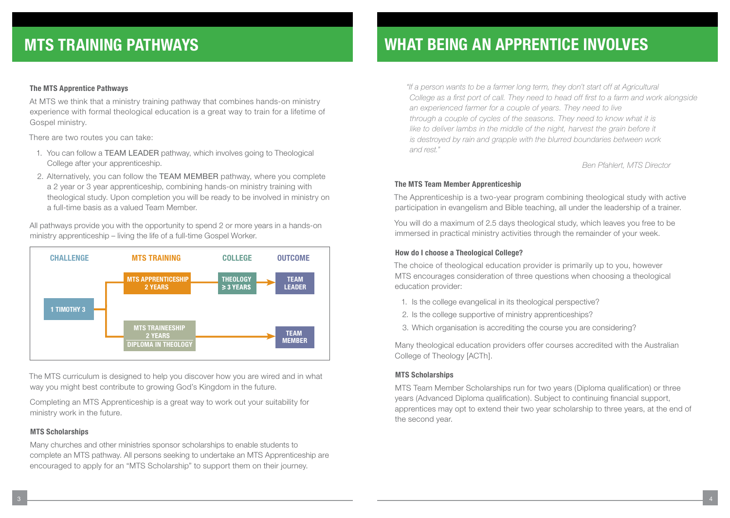## MTS TRAINING PATHWAYS

### The MTS Apprentice Pathways

At MTS we think that a ministry training pathway that combines hands-on ministry experience with formal theological education is a great way to train for a lifetime of Gospel ministry.

There are two routes you can take:

1. You can follow a TEAM LEADER pathway, which involves going to Theological College after your apprenticeship.
2. Alternatively, you can follow the TEAM MEMBER pathway, where you complete a 2 year or 3 year apprenticeship, combining hands-on ministry training with theological study. Upon completion you will be ready to be involved in ministry on a full-time basis as a valued Team Member.

All pathways provide you with the opportunity to spend 2 or more years in a hands-on ministry apprenticeship – living the life of a full-time Gospel Worker.

| CHALLENGE | MTS TRAINING | COLLEGE | OUTCOME |
|---|---|---|---|
| 1 TIMOTHY 3 | MTS APPRENTICESHIP 2 YEARS | THEOLOGY ≥ 3 YEARS | TEAM LEADER |
| 1 TIMOTHY 3 | MTS TRAINEESHIP 2 YEARS DIPLOMA IN THEOLOGY | | TEAM MEMBER |

The MTS curriculum is designed to help you discover how you are wired and in what way you might best contribute to growing God's Kingdom in the future.

Completing an MTS Apprenticeship is a great way to work out your suitability for ministry work in the future.

### MTS Scholarships

Many churches and other ministries sponsor scholarships to enable students to complete an MTS pathway. All persons seeking to undertake an MTS Apprenticeship are encouraged to apply for an "MTS Scholarship" to support them on their journey.

## WHAT BEING AN APPRENTICE INVOLVES

*"If a person wants to be a farmer long term, they don't start off at Agricultural College as a first port of call. They need to head off first to a farm and work alongside an experienced farmer for a couple of years. They need to live through a couple of cycles of the seasons. They need to know what it is like to deliver lambs in the middle of the night, harvest the grain before it is destroyed by rain and grapple with the blurred boundaries between work and rest."*

*Ben Pfahlert, MTS Director*

### The MTS Team Member Apprenticeship

The Apprenticeship is a two-year program combining theological study with active participation in evangelism and Bible teaching, all under the leadership of a trainer.

You will do a maximum of 2.5 days theological study, which leaves you free to be immersed in practical ministry activities through the remainder of your week.

### How do I choose a Theological College?

The choice of theological education provider is primarily up to you, however MTS encourages consideration of three questions when choosing a theological education provider:

1. Is the college evangelical in its theological perspective?
2. Is the college supportive of ministry apprenticeships?
3. Which organisation is accrediting the course you are considering?

Many theological education providers offer courses accredited with the Australian College of Theology [ACTh].

### MTS Scholarships

MTS Team Member Scholarships run for two years (Diploma qualification) or three years (Advanced Diploma qualification). Subject to continuing financial support, apprentices may opt to extend their two year scholarship to three years, at the end of the second year.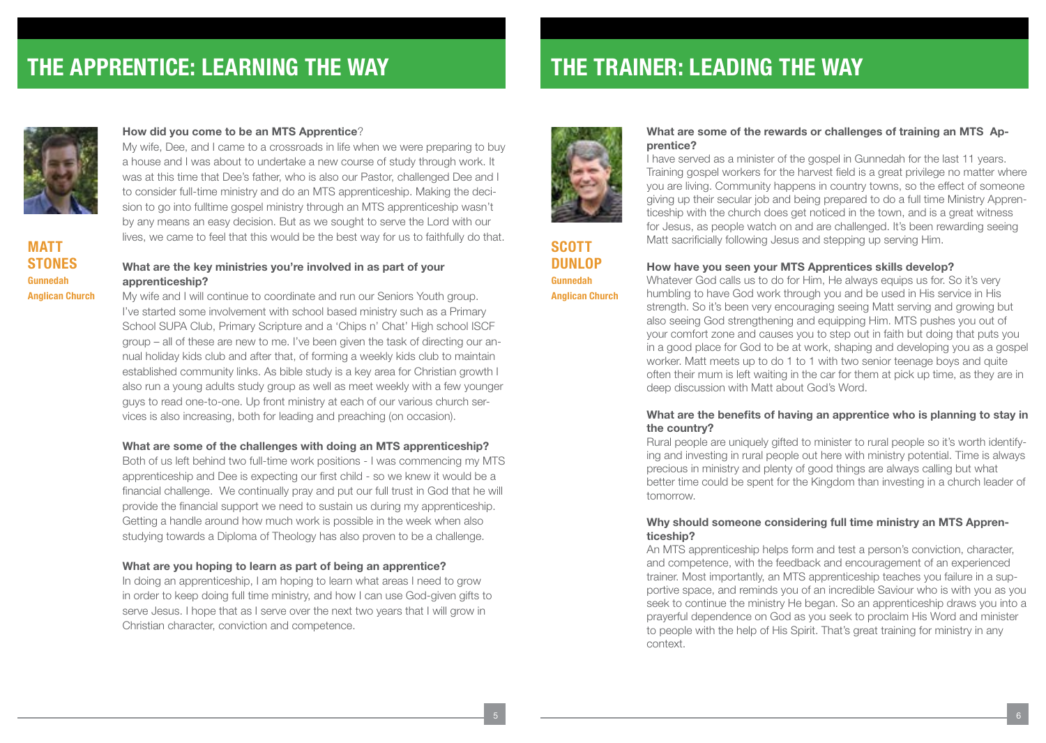# THE APPRENTICE: LEARNING THE WAY

## MATT STONES

**Gunnedah Anglican Church**

**How did you come to be an MTS Apprentice**?

My wife, Dee, and I came to a crossroads in life when we were preparing to buy a house and I was about to undertake a new course of study through work. It was at this time that Dee's father, who is also our Pastor, challenged Dee and I to consider full-time ministry and do an MTS apprenticeship. Making the decision to go into fulltime gospel ministry through an MTS apprenticeship wasn't by any means an easy decision. But as we sought to serve the Lord with our lives, we came to feel that this would be the best way for us to faithfully do that.

**What are the key ministries you're involved in as part of your apprenticeship?**

My wife and I will continue to coordinate and run our Seniors Youth group. I've started some involvement with school based ministry such as a Primary School SUPA Club, Primary Scripture and a 'Chips n' Chat' High school ISCF group – all of these are new to me. I've been given the task of directing our annual holiday kids club and after that, of forming a weekly kids club to maintain established community links. As bible study is a key area for Christian growth I also run a young adults study group as well as meet weekly with a few younger guys to read one-to-one. Up front ministry at each of our various church services is also increasing, both for leading and preaching (on occasion).

**What are some of the challenges with doing an MTS apprenticeship?**

Both of us left behind two full-time work positions - I was commencing my MTS apprenticeship and Dee is expecting our first child - so we knew it would be a financial challenge. We continually pray and put our full trust in God that he will provide the financial support we need to sustain us during my apprenticeship. Getting a handle around how much work is possible in the week when also studying towards a Diploma of Theology has also proven to be a challenge.

**What are you hoping to learn as part of being an apprentice?**

In doing an apprenticeship, I am hoping to learn what areas I need to grow in order to keep doing full time ministry, and how I can use God-given gifts to serve Jesus. I hope that as I serve over the next two years that I will grow in Christian character, conviction and competence.

# THE TRAINER: LEADING THE WAY

## SCOTT DUNLOP

**Gunnedah Anglican Church**

**What are some of the rewards or challenges of training an MTS Apprentice?**

I have served as a minister of the gospel in Gunnedah for the last 11 years. Training gospel workers for the harvest field is a great privilege no matter where you are living. Community happens in country towns, so the effect of someone giving up their secular job and being prepared to do a full time Ministry Apprenticeship with the church does get noticed in the town, and is a great witness for Jesus, as people watch on and are challenged. It's been rewarding seeing Matt sacrificially following Jesus and stepping up serving Him.

**How have you seen your MTS Apprentices skills develop?**

Whatever God calls us to do for Him, He always equips us for. So it's very humbling to have God work through you and be used in His service in His strength. So it's been very encouraging seeing Matt serving and growing but also seeing God strengthening and equipping Him. MTS pushes you out of your comfort zone and causes you to step out in faith but doing that puts you in a good place for God to be at work, shaping and developing you as a gospel worker. Matt meets up to do 1 to 1 with two senior teenage boys and quite often their mum is left waiting in the car for them at pick up time, as they are in deep discussion with Matt about God's Word.

**What are the benefits of having an apprentice who is planning to stay in the country?**

Rural people are uniquely gifted to minister to rural people so it's worth identifying and investing in rural people out here with ministry potential. Time is always precious in ministry and plenty of good things are always calling but what better time could be spent for the Kingdom than investing in a church leader of tomorrow.

**Why should someone considering full time ministry an MTS Apprenticeship?**

An MTS apprenticeship helps form and test a person's conviction, character, and competence, with the feedback and encouragement of an experienced trainer. Most importantly, an MTS apprenticeship teaches you failure in a supportive space, and reminds you of an incredible Saviour who is with you as you seek to continue the ministry He began. So an apprenticeship draws you into a prayerful dependence on God as you seek to proclaim His Word and minister to people with the help of His Spirit. That's great training for ministry in any context.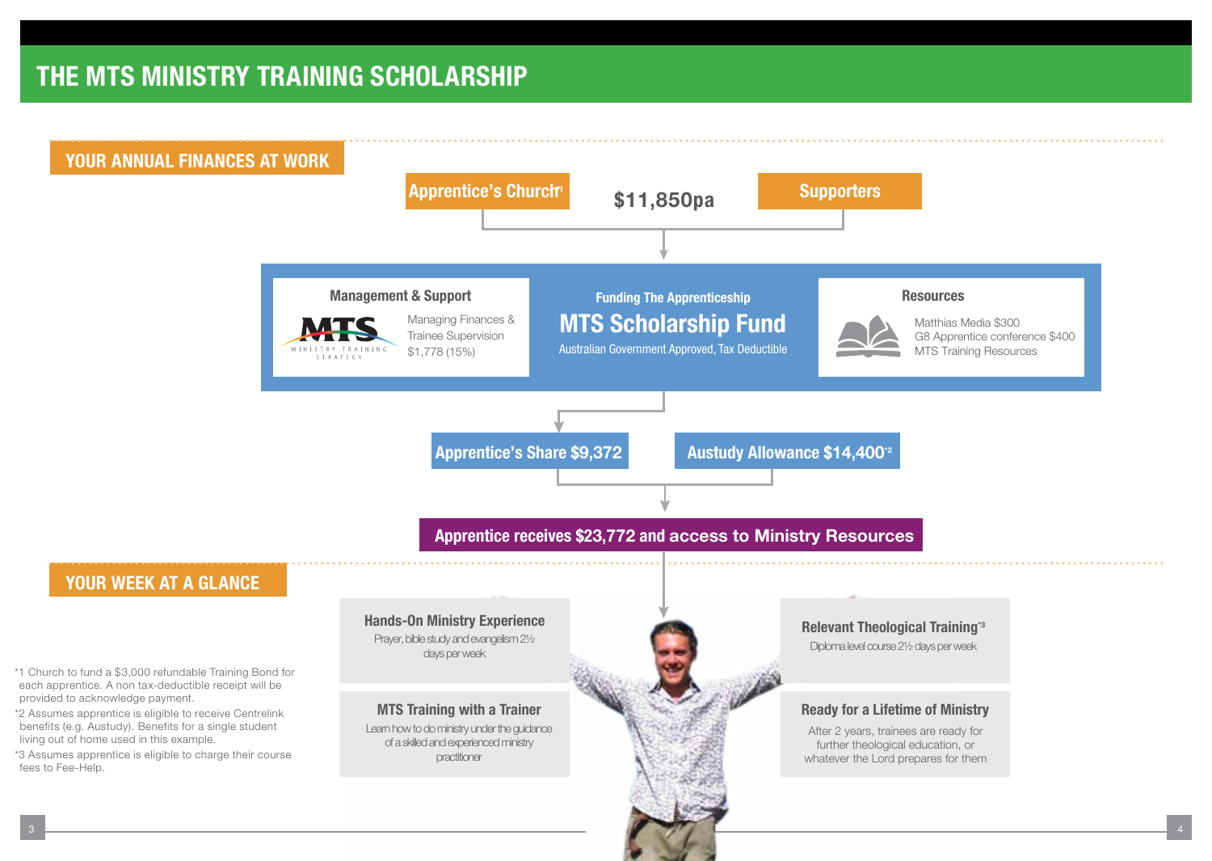# THE MTS MINISTRY TRAINING SCHOLARSHIP

## YOUR ANNUAL FINANCES AT WORK

**Apprentice's Church**[1] — **$11,850pa** — **Supporters**

### Funding The Apprenticeship

**MTS Scholarship Fund**

Australian Government Approved, Tax Deductible

**Management & Support**

MTS Ministry Training Strategy

Managing Finances & Trainee Supervision $1,778 (15%)

**Resources**

Matthias Media $300
G8 Apprentice conference $400
MTS Training Resources

**Apprentice's Share $9,372**

**Austudy Allowance $14,400**[2]

**Apprentice receives $23,772 and access to Ministry Resources**

## YOUR WEEK AT A GLANCE

**Hands-On Ministry Experience**

Prayer, bible study and evangelism 2½ days per week

**MTS Training with a Trainer**

Learn how to do ministry under the guidance of a skilled and experienced ministry practitioner

**Relevant Theological Training**[3]

Diploma level course 2½ days per week

**Ready for a Lifetime of Ministry**

After 2 years, trainees are ready for further theological education, or whatever the Lord prepares for them

*1 Church to fund a $3,000 refundable Training Bond for each apprentice. A non tax-deductible receipt will be provided to acknowledge payment.

*2 Assumes apprentice is eligible to receive Centrelink benefits (e.g. Austudy). Benefits for a single student living out of home used in this example.

*3 Assumes apprentice is eligible to charge their course fees to Fee-Help.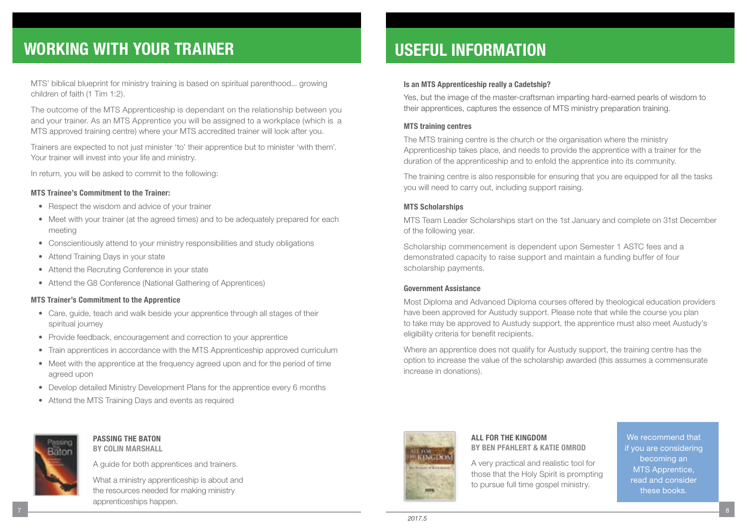## WORKING WITH YOUR TRAINER

MTS' biblical blueprint for ministry training is based on spiritual parenthood... growing children of faith (1 Tim 1:2).

The outcome of the MTS Apprenticeship is dependant on the relationship between you and your trainer. As an MTS Apprentice you will be assigned to a workplace (which is a MTS approved training centre) where your MTS accredited trainer will look after you.

Trainers are expected to not just minister 'to' their apprentice but to minister 'with them'. Your trainer will invest into your life and ministry.

In return, you will be asked to commit to the following:

**MTS Trainee's Commitment to the Trainer:**

- Respect the wisdom and advice of your trainer
- Meet with your trainer (at the agreed times) and to be adequately prepared for each meeting
- Conscientiously attend to your ministry responsibilities and study obligations
- Attend Training Days in your state
- Attend the Recruting Conference in your state
- Attend the G8 Conference (National Gathering of Apprentices)

**MTS Trainer's Commitment to the Apprentice**

- Care, guide, teach and walk beside your apprentice through all stages of their spiritual journey
- Provide feedback, encouragement and correction to your apprentice
- Train apprentices in accordance with the MTS Apprenticeship approved curriculum
- Meet with the apprentice at the frequency agreed upon and for the period of time agreed upon
- Develop detailed Ministry Development Plans for the apprentice every 6 months
- Attend the MTS Training Days and events as required

**PASSING THE BATON**
**BY COLIN MARSHALL**

A guide for both apprentices and trainers.

What a ministry apprenticeship is about and the resources needed for making ministry apprenticeships happen.

## USEFUL INFORMATION

**Is an MTS Apprenticeship really a Cadetship?**

Yes, but the image of the master-craftsman imparting hard-earned pearls of wisdom to their apprentices, captures the essence of MTS ministry preparation training.

**MTS training centres**

The MTS training centre is the church or the organisation where the ministry Apprenticeship takes place, and needs to provide the apprentice with a trainer for the duration of the apprenticeship and to enfold the apprentice into its community.

The training centre is also responsible for ensuring that you are equipped for all the tasks you will need to carry out, including support raising.

**MTS Scholarships**

MTS Team Leader Scholarships start on the 1st January and complete on 31st December of the following year.

Scholarship commencement is dependent upon Semester 1 ASTC fees and a demonstrated capacity to raise support and maintain a funding buffer of four scholarship payments.

**Government Assistance**

Most Diploma and Advanced Diploma courses offered by theological education providers have been approved for Austudy support. Please note that while the course you plan to take may be approved to Austudy support, the apprentice must also meet Austudy's eligibility criteria for benefit recipients.

Where an apprentice does not qualify for Austudy support, the training centre has the option to increase the value of the scholarship awarded (this assumes a commensurate increase in donations).

**ALL FOR THE KINGDOM**
**BY BEN PFAHLERT & KATIE OMROD**

A very practical and realistic tool for those that the Holy Spirit is prompting to pursue full time gospel ministry.

We recommend that if you are considering becoming an MTS Apprentice, read and consider these books.

*2017.5*